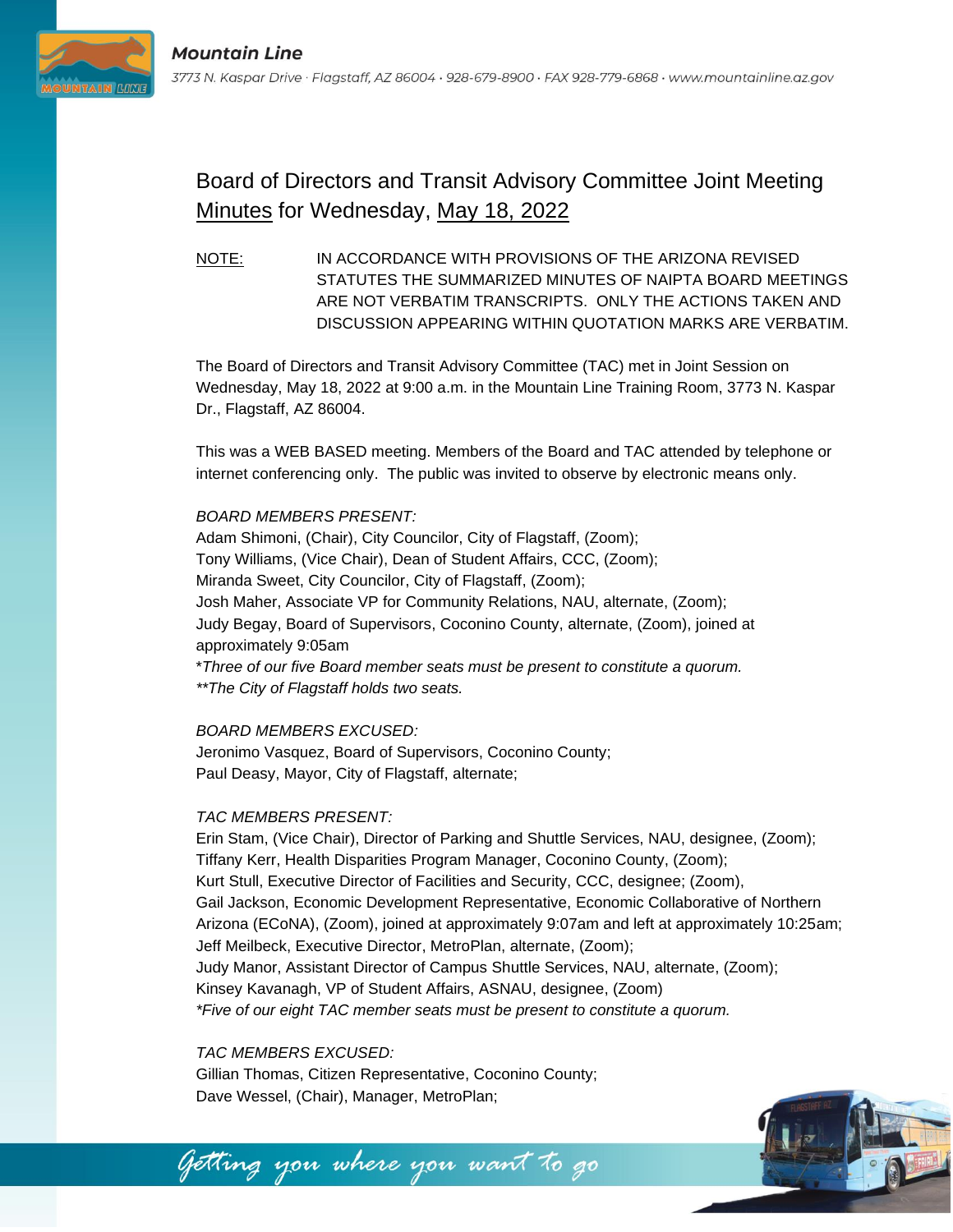Mountain Line

3773 N. Kaspar Drive · Flagstaff, AZ 86004 · 928-679-8900 · FAX 928-779-6868 · www.mountainline.az.gov

# Board of Directors and Transit Advisory Committee Joint Meeting Minutes for Wednesday, May 18, 2022

NOTE: IN ACCORDANCE WITH PROVISIONS OF THE ARIZONA REVISED STATUTES THE SUMMARIZED MINUTES OF NAIPTA BOARD MEETINGS ARE NOT VERBATIM TRANSCRIPTS. ONLY THE ACTIONS TAKEN AND DISCUSSION APPEARING WITHIN QUOTATION MARKS ARE VERBATIM.

The Board of Directors and Transit Advisory Committee (TAC) met in Joint Session on Wednesday, May 18, 2022 at 9:00 a.m. in the Mountain Line Training Room, 3773 N. Kaspar Dr., Flagstaff, AZ 86004.

This was a WEB BASED meeting. Members of the Board and TAC attended by telephone or internet conferencing only. The public was invited to observe by electronic means only.

*BOARD MEMBERS PRESENT:*

Adam Shimoni, (Chair), City Councilor, City of Flagstaff, (Zoom);
Tony Williams, (Vice Chair), Dean of Student Affairs, CCC, (Zoom);
Miranda Sweet, City Councilor, City of Flagstaff, (Zoom);
Josh Maher, Associate VP for Community Relations, NAU, alternate, (Zoom);
Judy Begay, Board of Supervisors, Coconino County, alternate, (Zoom), joined at approximately 9:05am
\**Three of our five Board member seats must be present to constitute a quorum.*
*\*\*The City of Flagstaff holds two seats.*

*BOARD MEMBERS EXCUSED:*

Jeronimo Vasquez, Board of Supervisors, Coconino County;
Paul Deasy, Mayor, City of Flagstaff, alternate;

*TAC MEMBERS PRESENT:*

Erin Stam, (Vice Chair), Director of Parking and Shuttle Services, NAU, designee, (Zoom);
Tiffany Kerr, Health Disparities Program Manager, Coconino County, (Zoom);
Kurt Stull, Executive Director of Facilities and Security, CCC, designee; (Zoom),
Gail Jackson, Economic Development Representative, Economic Collaborative of Northern Arizona (ECoNA), (Zoom), joined at approximately 9:07am and left at approximately 10:25am;
Jeff Meilbeck, Executive Director, MetroPlan, alternate, (Zoom);
Judy Manor, Assistant Director of Campus Shuttle Services, NAU, alternate, (Zoom);
Kinsey Kavanagh, VP of Student Affairs, ASNAU, designee, (Zoom)
*\*Five of our eight TAC member seats must be present to constitute a quorum.*

*TAC MEMBERS EXCUSED:*

Gillian Thomas, Citizen Representative, Coconino County;
Dave Wessel, (Chair), Manager, MetroPlan;

Getting you where you want to go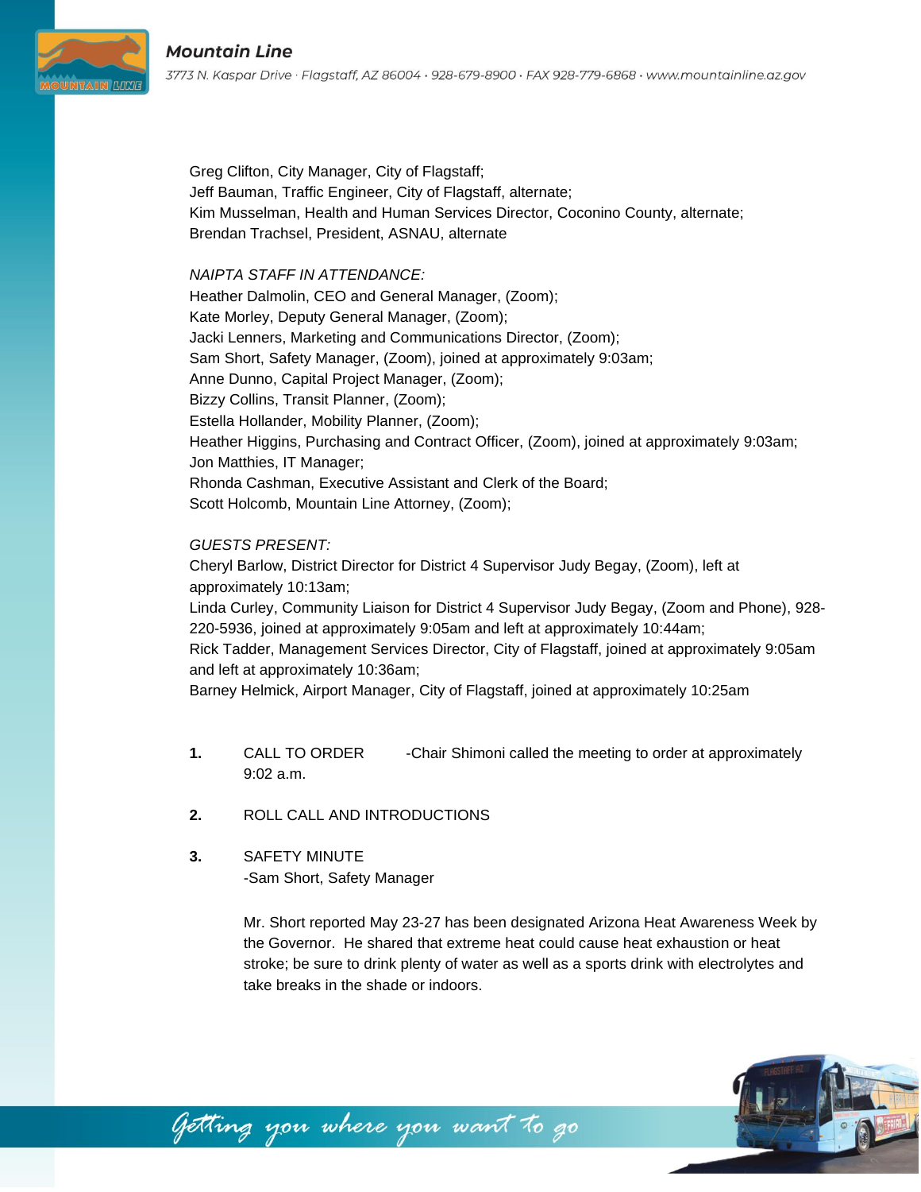Greg Clifton, City Manager, City of Flagstaff;
Jeff Bauman, Traffic Engineer, City of Flagstaff, alternate;
Kim Musselman, Health and Human Services Director, Coconino County, alternate;
Brendan Trachsel, President, ASNAU, alternate

*NAIPTA STAFF IN ATTENDANCE:*
Heather Dalmolin, CEO and General Manager, (Zoom);
Kate Morley, Deputy General Manager, (Zoom);
Jacki Lenners, Marketing and Communications Director, (Zoom);
Sam Short, Safety Manager, (Zoom), joined at approximately 9:03am;
Anne Dunno, Capital Project Manager, (Zoom);
Bizzy Collins, Transit Planner, (Zoom);
Estella Hollander, Mobility Planner, (Zoom);
Heather Higgins, Purchasing and Contract Officer, (Zoom), joined at approximately 9:03am;
Jon Matthies, IT Manager;
Rhonda Cashman, Executive Assistant and Clerk of the Board;
Scott Holcomb, Mountain Line Attorney, (Zoom);

*GUESTS PRESENT:*
Cheryl Barlow, District Director for District 4 Supervisor Judy Begay, (Zoom), left at approximately 10:13am;
Linda Curley, Community Liaison for District 4 Supervisor Judy Begay, (Zoom and Phone), 928-220-5936, joined at approximately 9:05am and left at approximately 10:44am;
Rick Tadder, Management Services Director, City of Flagstaff, joined at approximately 9:05am and left at approximately 10:36am;
Barney Helmick, Airport Manager, City of Flagstaff, joined at approximately 10:25am

**1.** CALL TO ORDER -Chair Shimoni called the meeting to order at approximately 9:02 a.m.

**2.** ROLL CALL AND INTRODUCTIONS

**3.** SAFETY MINUTE
-Sam Short, Safety Manager

Mr. Short reported May 23-27 has been designated Arizona Heat Awareness Week by the Governor. He shared that extreme heat could cause heat exhaustion or heat stroke; be sure to drink plenty of water as well as a sports drink with electrolytes and take breaks in the shade or indoors.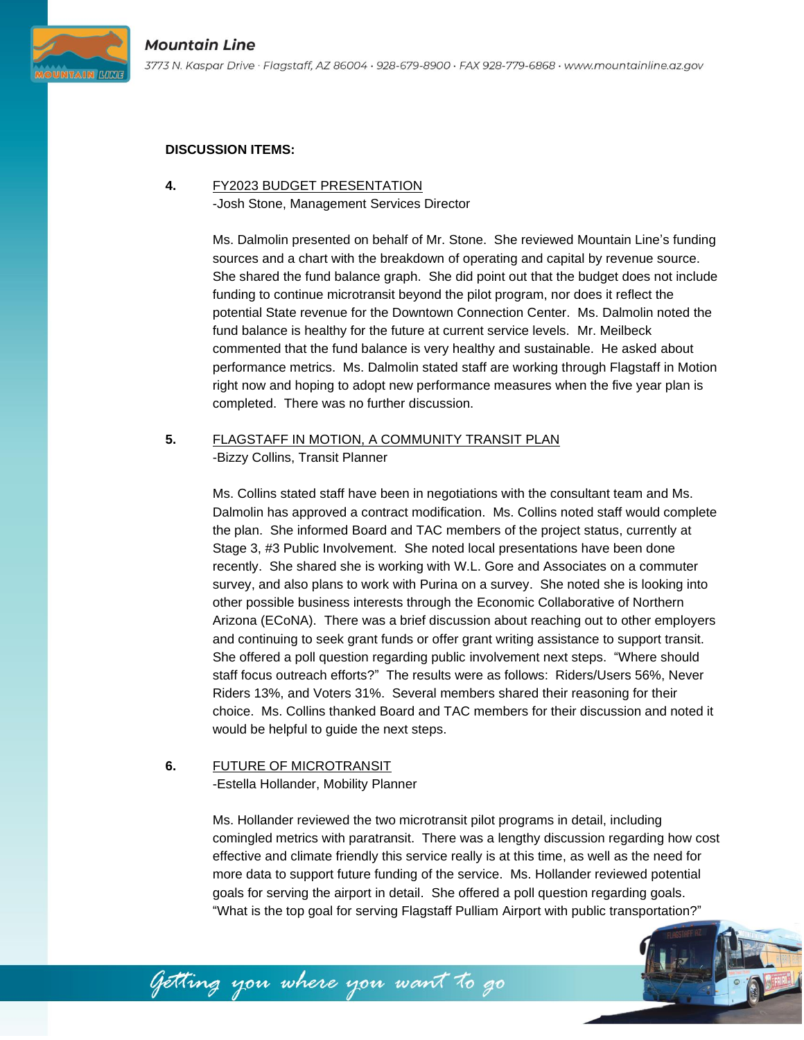**DISCUSSION ITEMS:**

**4.** <u>FY2023 BUDGET PRESENTATION</u>
-Josh Stone, Management Services Director

Ms. Dalmolin presented on behalf of Mr. Stone. She reviewed Mountain Line's funding sources and a chart with the breakdown of operating and capital by revenue source. She shared the fund balance graph. She did point out that the budget does not include funding to continue microtransit beyond the pilot program, nor does it reflect the potential State revenue for the Downtown Connection Center. Ms. Dalmolin noted the fund balance is healthy for the future at current service levels. Mr. Meilbeck commented that the fund balance is very healthy and sustainable. He asked about performance metrics. Ms. Dalmolin stated staff are working through Flagstaff in Motion right now and hoping to adopt new performance measures when the five year plan is completed. There was no further discussion.

**5.** <u>FLAGSTAFF IN MOTION, A COMMUNITY TRANSIT PLAN</u>
-Bizzy Collins, Transit Planner

Ms. Collins stated staff have been in negotiations with the consultant team and Ms. Dalmolin has approved a contract modification. Ms. Collins noted staff would complete the plan. She informed Board and TAC members of the project status, currently at Stage 3, #3 Public Involvement. She noted local presentations have been done recently. She shared she is working with W.L. Gore and Associates on a commuter survey, and also plans to work with Purina on a survey. She noted she is looking into other possible business interests through the Economic Collaborative of Northern Arizona (ECoNA). There was a brief discussion about reaching out to other employers and continuing to seek grant funds or offer grant writing assistance to support transit. She offered a poll question regarding public involvement next steps. "Where should staff focus outreach efforts?" The results were as follows: Riders/Users 56%, Never Riders 13%, and Voters 31%. Several members shared their reasoning for their choice. Ms. Collins thanked Board and TAC members for their discussion and noted it would be helpful to guide the next steps.

**6.** <u>FUTURE OF MICROTRANSIT</u>
-Estella Hollander, Mobility Planner

Ms. Hollander reviewed the two microtransit pilot programs in detail, including comingled metrics with paratransit. There was a lengthy discussion regarding how cost effective and climate friendly this service really is at this time, as well as the need for more data to support future funding of the service. Ms. Hollander reviewed potential goals for serving the airport in detail. She offered a poll question regarding goals. "What is the top goal for serving Flagstaff Pulliam Airport with public transportation?"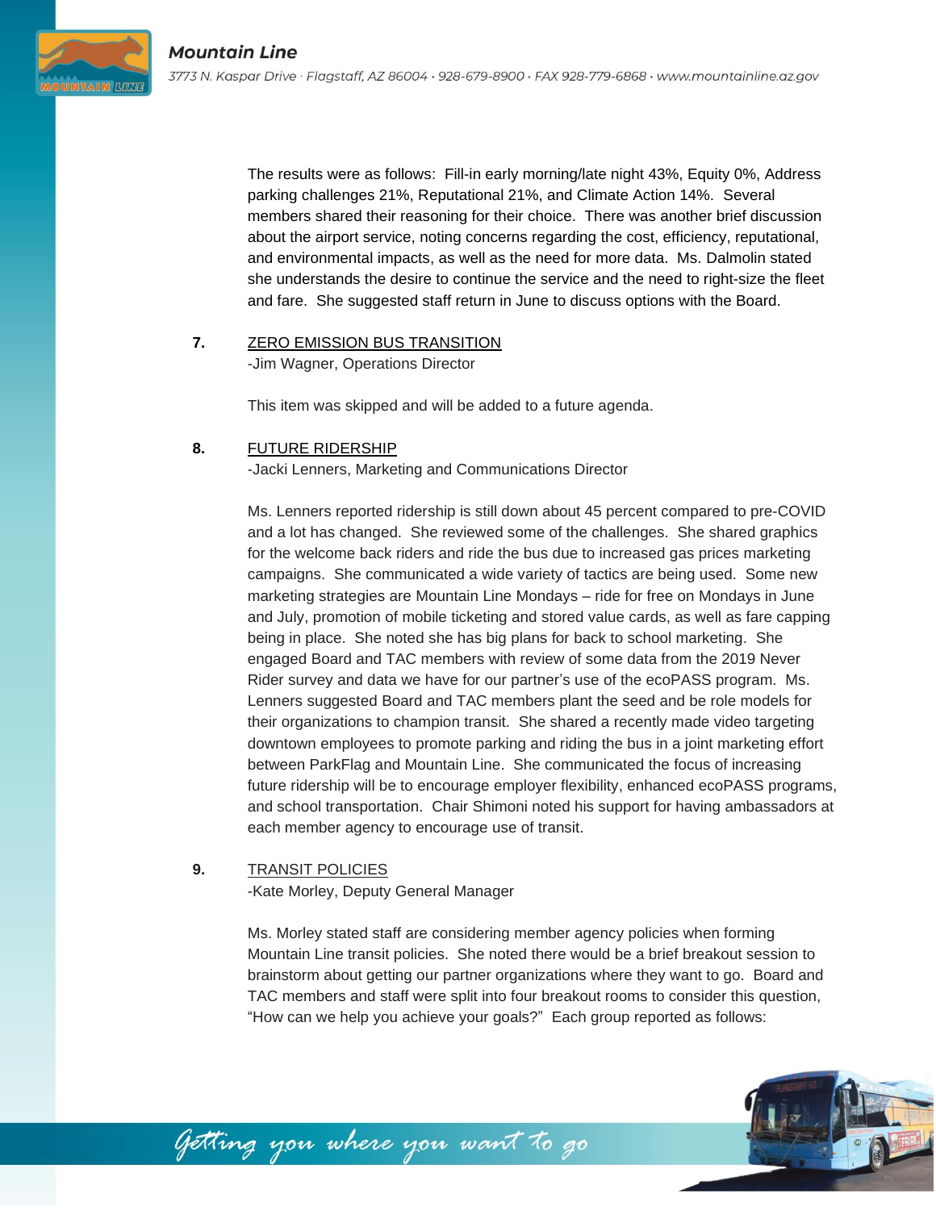The results were as follows: Fill-in early morning/late night 43%, Equity 0%, Address parking challenges 21%, Reputational 21%, and Climate Action 14%. Several members shared their reasoning for their choice. There was another brief discussion about the airport service, noting concerns regarding the cost, efficiency, reputational, and environmental impacts, as well as the need for more data. Ms. Dalmolin stated she understands the desire to continue the service and the need to right-size the fleet and fare. She suggested staff return in June to discuss options with the Board.

**7.** ZERO EMISSION BUS TRANSITION
-Jim Wagner, Operations Director

This item was skipped and will be added to a future agenda.

**8.** FUTURE RIDERSHIP
-Jacki Lenners, Marketing and Communications Director

Ms. Lenners reported ridership is still down about 45 percent compared to pre-COVID and a lot has changed. She reviewed some of the challenges. She shared graphics for the welcome back riders and ride the bus due to increased gas prices marketing campaigns. She communicated a wide variety of tactics are being used. Some new marketing strategies are Mountain Line Mondays – ride for free on Mondays in June and July, promotion of mobile ticketing and stored value cards, as well as fare capping being in place. She noted she has big plans for back to school marketing. She engaged Board and TAC members with review of some data from the 2019 Never Rider survey and data we have for our partner's use of the ecoPASS program. Ms. Lenners suggested Board and TAC members plant the seed and be role models for their organizations to champion transit. She shared a recently made video targeting downtown employees to promote parking and riding the bus in a joint marketing effort between ParkFlag and Mountain Line. She communicated the focus of increasing future ridership will be to encourage employer flexibility, enhanced ecoPASS programs, and school transportation. Chair Shimoni noted his support for having ambassadors at each member agency to encourage use of transit.

**9.** TRANSIT POLICIES
-Kate Morley, Deputy General Manager

Ms. Morley stated staff are considering member agency policies when forming Mountain Line transit policies. She noted there would be a brief breakout session to brainstorm about getting our partner organizations where they want to go. Board and TAC members and staff were split into four breakout rooms to consider this question, "How can we help you achieve your goals?" Each group reported as follows: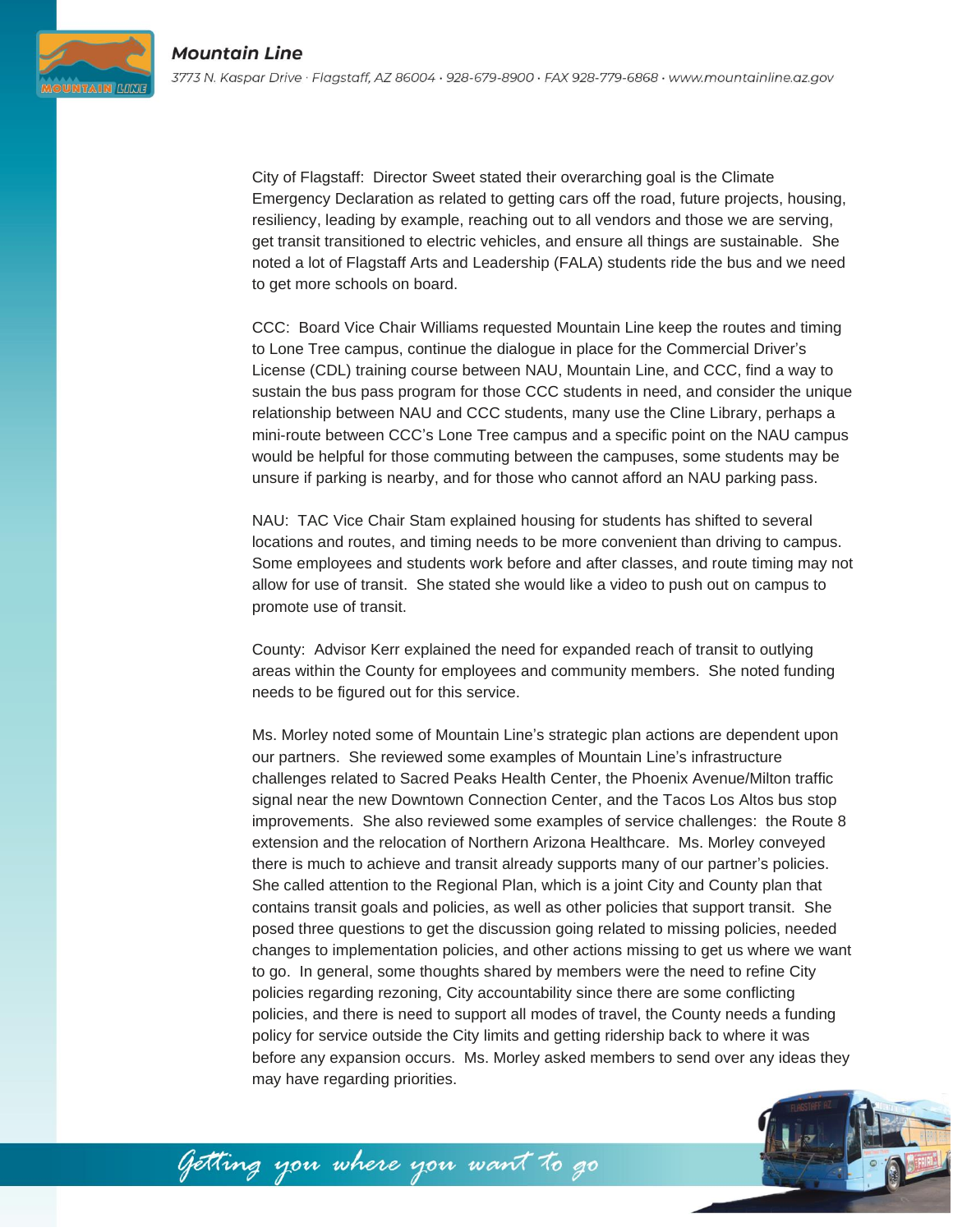City of Flagstaff: Director Sweet stated their overarching goal is the Climate Emergency Declaration as related to getting cars off the road, future projects, housing, resiliency, leading by example, reaching out to all vendors and those we are serving, get transit transitioned to electric vehicles, and ensure all things are sustainable. She noted a lot of Flagstaff Arts and Leadership (FALA) students ride the bus and we need to get more schools on board.

CCC: Board Vice Chair Williams requested Mountain Line keep the routes and timing to Lone Tree campus, continue the dialogue in place for the Commercial Driver's License (CDL) training course between NAU, Mountain Line, and CCC, find a way to sustain the bus pass program for those CCC students in need, and consider the unique relationship between NAU and CCC students, many use the Cline Library, perhaps a mini-route between CCC's Lone Tree campus and a specific point on the NAU campus would be helpful for those commuting between the campuses, some students may be unsure if parking is nearby, and for those who cannot afford an NAU parking pass.

NAU: TAC Vice Chair Stam explained housing for students has shifted to several locations and routes, and timing needs to be more convenient than driving to campus. Some employees and students work before and after classes, and route timing may not allow for use of transit. She stated she would like a video to push out on campus to promote use of transit.

County: Advisor Kerr explained the need for expanded reach of transit to outlying areas within the County for employees and community members. She noted funding needs to be figured out for this service.

Ms. Morley noted some of Mountain Line's strategic plan actions are dependent upon our partners. She reviewed some examples of Mountain Line's infrastructure challenges related to Sacred Peaks Health Center, the Phoenix Avenue/Milton traffic signal near the new Downtown Connection Center, and the Tacos Los Altos bus stop improvements. She also reviewed some examples of service challenges: the Route 8 extension and the relocation of Northern Arizona Healthcare. Ms. Morley conveyed there is much to achieve and transit already supports many of our partner's policies. She called attention to the Regional Plan, which is a joint City and County plan that contains transit goals and policies, as well as other policies that support transit. She posed three questions to get the discussion going related to missing policies, needed changes to implementation policies, and other actions missing to get us where we want to go. In general, some thoughts shared by members were the need to refine City policies regarding rezoning, City accountability since there are some conflicting policies, and there is need to support all modes of travel, the County needs a funding policy for service outside the City limits and getting ridership back to where it was before any expansion occurs. Ms. Morley asked members to send over any ideas they may have regarding priorities.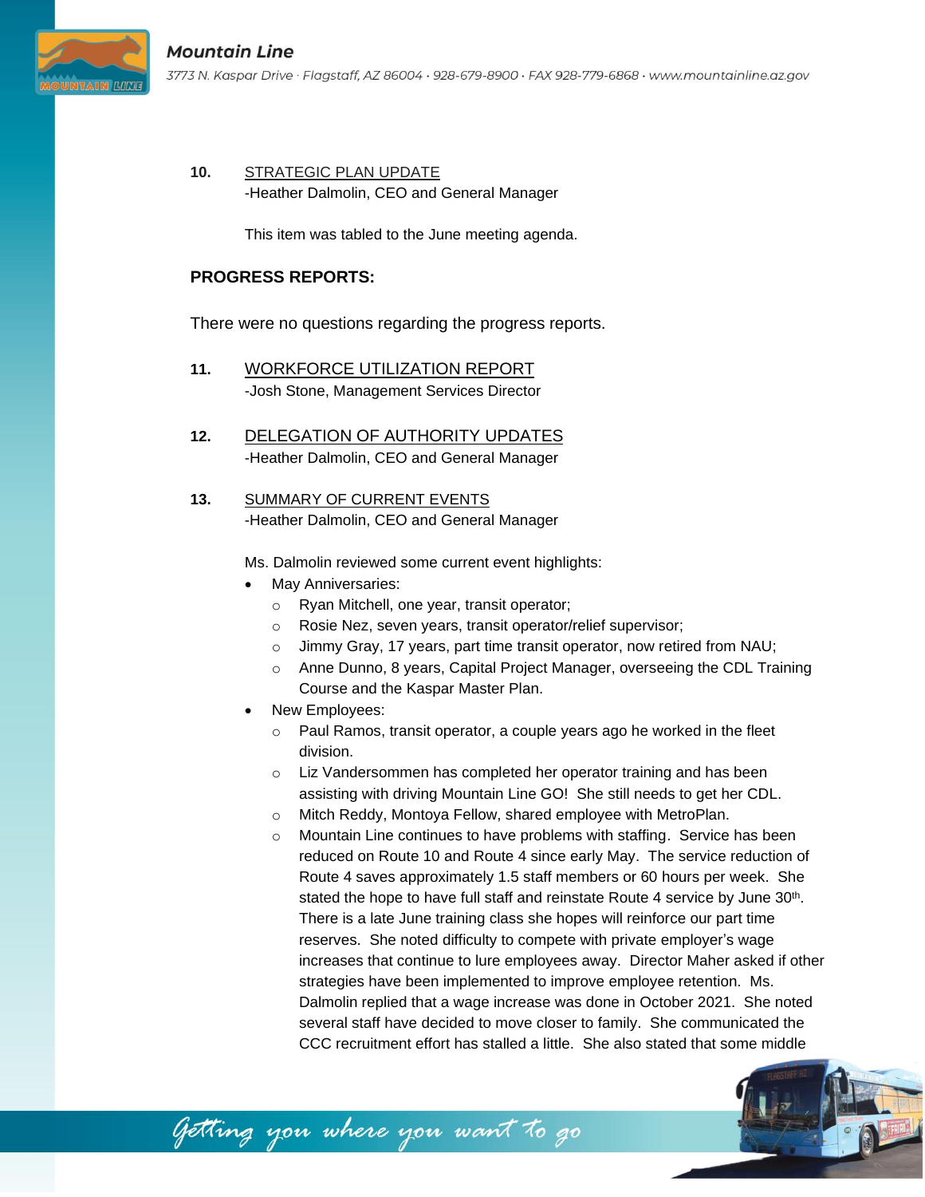10. STRATEGIC PLAN UPDATE
-Heather Dalmolin, CEO and General Manager

This item was tabled to the June meeting agenda.

**PROGRESS REPORTS:**

There were no questions regarding the progress reports.

11. WORKFORCE UTILIZATION REPORT
-Josh Stone, Management Services Director

12. DELEGATION OF AUTHORITY UPDATES
-Heather Dalmolin, CEO and General Manager

13. SUMMARY OF CURRENT EVENTS
-Heather Dalmolin, CEO and General Manager

Ms. Dalmolin reviewed some current event highlights:

- May Anniversaries:
    - Ryan Mitchell, one year, transit operator;
    - Rosie Nez, seven years, transit operator/relief supervisor;
    - Jimmy Gray, 17 years, part time transit operator, now retired from NAU;
    - Anne Dunno, 8 years, Capital Project Manager, overseeing the CDL Training Course and the Kaspar Master Plan.
- New Employees:
    - Paul Ramos, transit operator, a couple years ago he worked in the fleet division.
    - Liz Vandersommen has completed her operator training and has been assisting with driving Mountain Line GO! She still needs to get her CDL.
    - Mitch Reddy, Montoya Fellow, shared employee with MetroPlan.
    - Mountain Line continues to have problems with staffing. Service has been reduced on Route 10 and Route 4 since early May. The service reduction of Route 4 saves approximately 1.5 staff members or 60 hours per week. She stated the hope to have full staff and reinstate Route 4 service by June 30th. There is a late June training class she hopes will reinforce our part time reserves. She noted difficulty to compete with private employer's wage increases that continue to lure employees away. Director Maher asked if other strategies have been implemented to improve employee retention. Ms. Dalmolin replied that a wage increase was done in October 2021. She noted several staff have decided to move closer to family. She communicated the CCC recruitment effort has stalled a little. She also stated that some middle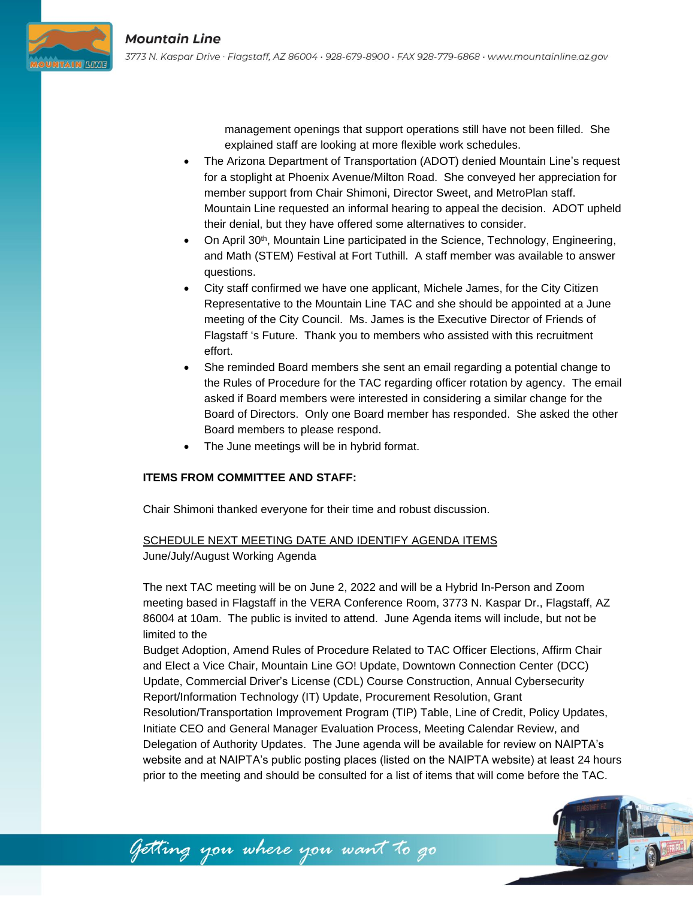management openings that support operations still have not been filled. She explained staff are looking at more flexible work schedules.

- The Arizona Department of Transportation (ADOT) denied Mountain Line's request for a stoplight at Phoenix Avenue/Milton Road. She conveyed her appreciation for member support from Chair Shimoni, Director Sweet, and MetroPlan staff. Mountain Line requested an informal hearing to appeal the decision. ADOT upheld their denial, but they have offered some alternatives to consider.
- On April 30th, Mountain Line participated in the Science, Technology, Engineering, and Math (STEM) Festival at Fort Tuthill. A staff member was available to answer questions.
- City staff confirmed we have one applicant, Michele James, for the City Citizen Representative to the Mountain Line TAC and she should be appointed at a June meeting of the City Council. Ms. James is the Executive Director of Friends of Flagstaff 's Future. Thank you to members who assisted with this recruitment effort.
- She reminded Board members she sent an email regarding a potential change to the Rules of Procedure for the TAC regarding officer rotation by agency. The email asked if Board members were interested in considering a similar change for the Board of Directors. Only one Board member has responded. She asked the other Board members to please respond.
- The June meetings will be in hybrid format.

**ITEMS FROM COMMITTEE AND STAFF:**

Chair Shimoni thanked everyone for their time and robust discussion.

<u>SCHEDULE NEXT MEETING DATE AND IDENTIFY AGENDA ITEMS</u>
June/July/August Working Agenda

The next TAC meeting will be on June 2, 2022 and will be a Hybrid In-Person and Zoom meeting based in Flagstaff in the VERA Conference Room, 3773 N. Kaspar Dr., Flagstaff, AZ 86004 at 10am. The public is invited to attend. June Agenda items will include, but not be limited to the
Budget Adoption, Amend Rules of Procedure Related to TAC Officer Elections, Affirm Chair and Elect a Vice Chair, Mountain Line GO! Update, Downtown Connection Center (DCC) Update, Commercial Driver's License (CDL) Course Construction, Annual Cybersecurity Report/Information Technology (IT) Update, Procurement Resolution, Grant Resolution/Transportation Improvement Program (TIP) Table, Line of Credit, Policy Updates, Initiate CEO and General Manager Evaluation Process, Meeting Calendar Review, and Delegation of Authority Updates. The June agenda will be available for review on NAIPTA's website and at NAIPTA's public posting places (listed on the NAIPTA website) at least 24 hours prior to the meeting and should be consulted for a list of items that will come before the TAC.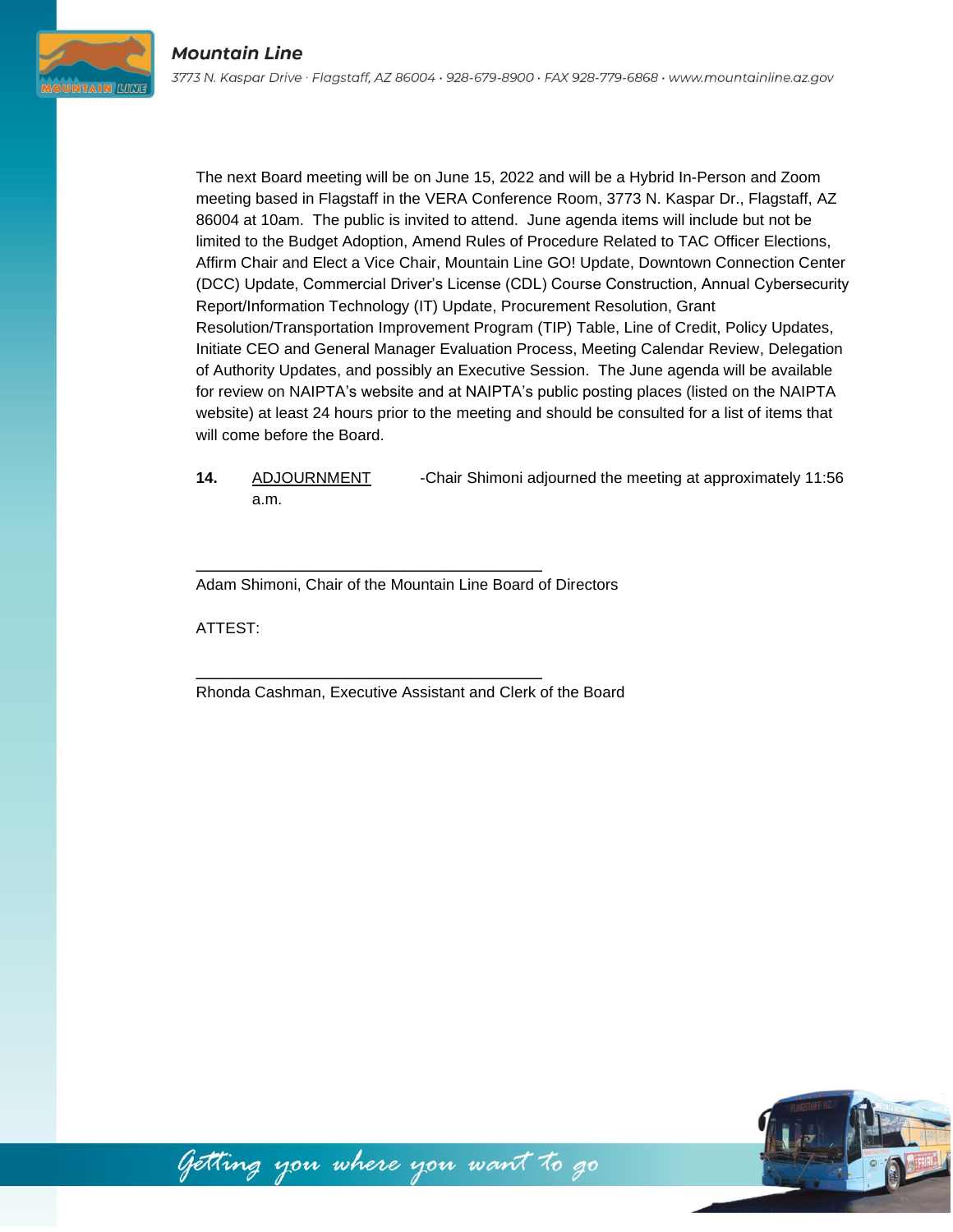The next Board meeting will be on June 15, 2022 and will be a Hybrid In-Person and Zoom meeting based in Flagstaff in the VERA Conference Room, 3773 N. Kaspar Dr., Flagstaff, AZ 86004 at 10am. The public is invited to attend. June agenda items will include but not be limited to the Budget Adoption, Amend Rules of Procedure Related to TAC Officer Elections, Affirm Chair and Elect a Vice Chair, Mountain Line GO! Update, Downtown Connection Center (DCC) Update, Commercial Driver's License (CDL) Course Construction, Annual Cybersecurity Report/Information Technology (IT) Update, Procurement Resolution, Grant Resolution/Transportation Improvement Program (TIP) Table, Line of Credit, Policy Updates, Initiate CEO and General Manager Evaluation Process, Meeting Calendar Review, Delegation of Authority Updates, and possibly an Executive Session. The June agenda will be available for review on NAIPTA's website and at NAIPTA's public posting places (listed on the NAIPTA website) at least 24 hours prior to the meeting and should be consulted for a list of items that will come before the Board.

**14.** ADJOURNMENT -Chair Shimoni adjourned the meeting at approximately 11:56 a.m.

\_\_\_\_\_\_\_\_\_\_\_\_\_\_\_\_\_\_\_\_\_\_\_\_\_\_\_\_\_\_\_\_\_\_\_\_\_\_\_\_

Adam Shimoni, Chair of the Mountain Line Board of Directors

ATTEST:

\_\_\_\_\_\_\_\_\_\_\_\_\_\_\_\_\_\_\_\_\_\_\_\_\_\_\_\_\_\_\_\_\_\_\_\_\_\_\_\_

Rhonda Cashman, Executive Assistant and Clerk of the Board